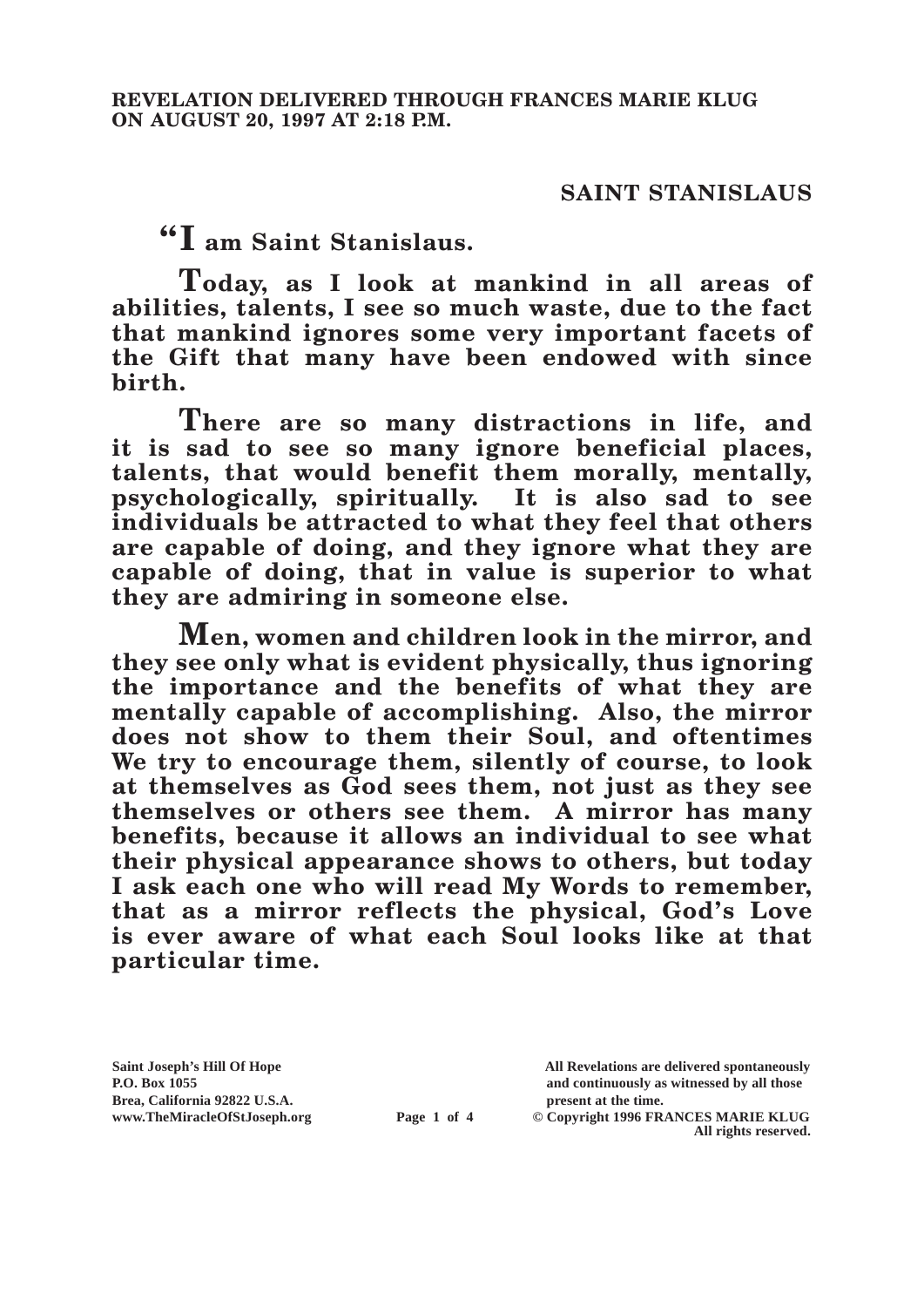**REVELATION DELIVERED THROUGH FRANCES MARIE KLUG ON AUGUST 20, 1997 AT 2:18 P.M.**

## SAINT STANISLAUS

**"I am Saint Stanislaus.**

**Today, as I look at mankind in all areas of abilities, talents, I see so much waste, due to the fact that mankind ignores some very important facets of the Gift that many have been endowed with since birth.**

**There are so many distractions in life, and it is sad to see so many ignore beneficial places, talents, that would benefit them morally, mentally, psychologically, spiritually. It is also sad to see individuals be attracted to what they feel that others are capable of doing, and they ignore what they are capable of doing, that in value is superior to what they are admiring in someone else.**

**Men, women and children look in the mirror, and they see only what is evident physically, thus ignoring the importance and the benefits of what they are mentally capable of accomplishing. Also, the mirror does not show to them their Soul, and oftentimes We try to encourage them, silently of course, to look at themselves as God sees them, not just as they see themselves or others see them. A mirror has many benefits, because it allows an individual to see what their physical appearance shows to others, but today I ask each one who will read My Words to remember, that as a mirror reflects the physical, God's Love is ever aware of what each Soul looks like at that particular time.**

**Saint Joseph's Hill Of Hope**
**P.O. Box 1055**
**Brea, California 92822 U.S.A.**
**www.TheMiracleOfStJoseph.org**

**All Revelations are delivered spontaneously and continuously as witnessed by all those present at the time.**
**© Copyright 1996 FRANCES MARIE KLUG**
**All rights reserved.**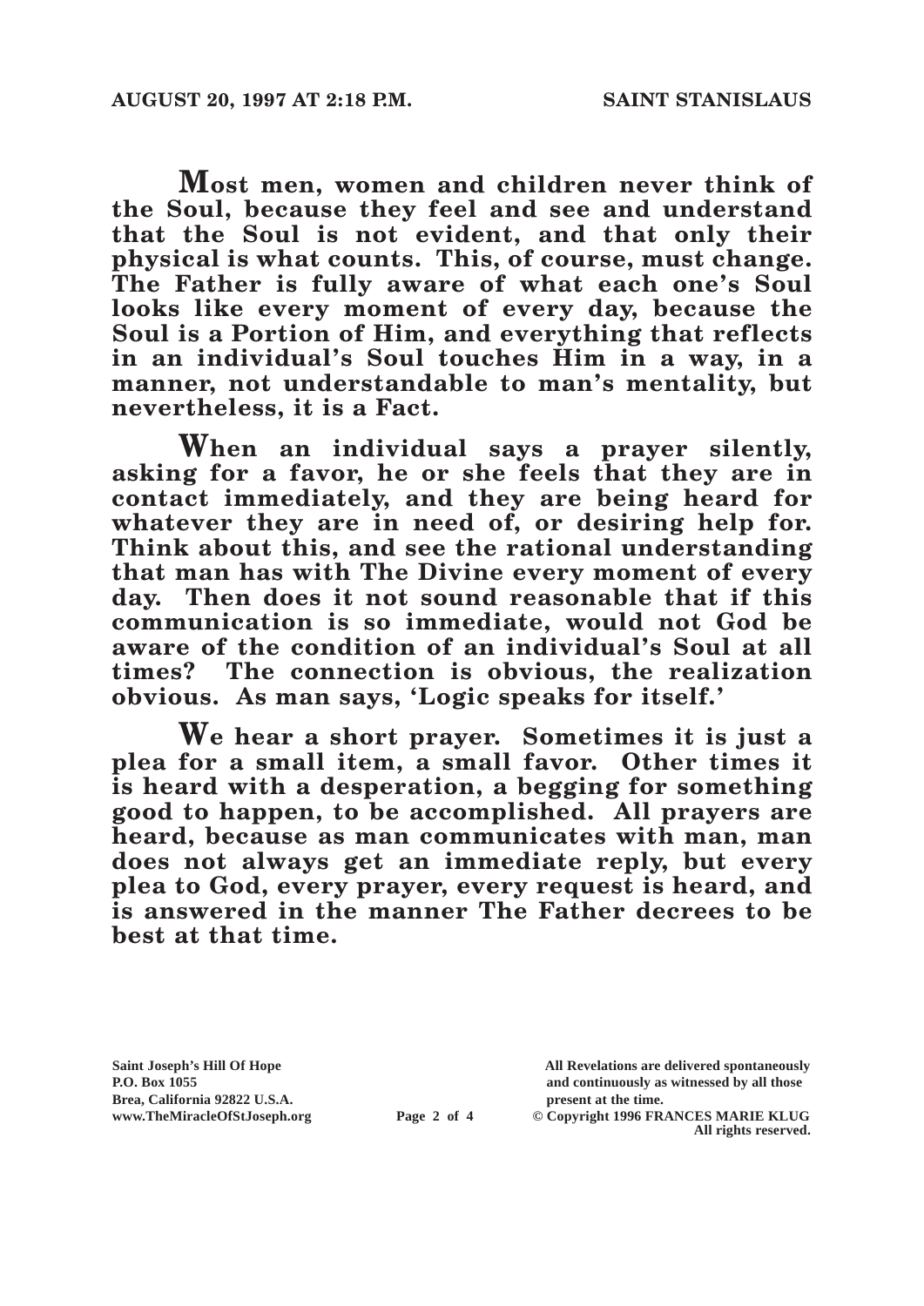**Most men, women and children never think of the Soul, because they feel and see and understand that the Soul is not evident, and that only their physical is what counts. This, of course, must change. The Father is fully aware of what each one's Soul looks like every moment of every day, because the Soul is a Portion of Him, and everything that reflects in an individual's Soul touches Him in a way, in a manner, not understandable to man's mentality, but nevertheless, it is a Fact.**

**When an individual says a prayer silently, asking for a favor, he or she feels that they are in contact immediately, and they are being heard for whatever they are in need of, or desiring help for. Think about this, and see the rational understanding that man has with The Divine every moment of every day. Then does it not sound reasonable that if this communication is so immediate, would not God be aware of the condition of an individual's Soul at all times? The connection is obvious, the realization obvious. As man says, 'Logic speaks for itself.'**

**We hear a short prayer. Sometimes it is just a plea for a small item, a small favor. Other times it is heard with a desperation, a begging for something good to happen, to be accomplished. All prayers are heard, because as man communicates with man, man does not always get an immediate reply, but every plea to God, every prayer, every request is heard, and is answered in the manner The Father decrees to be best at that time.**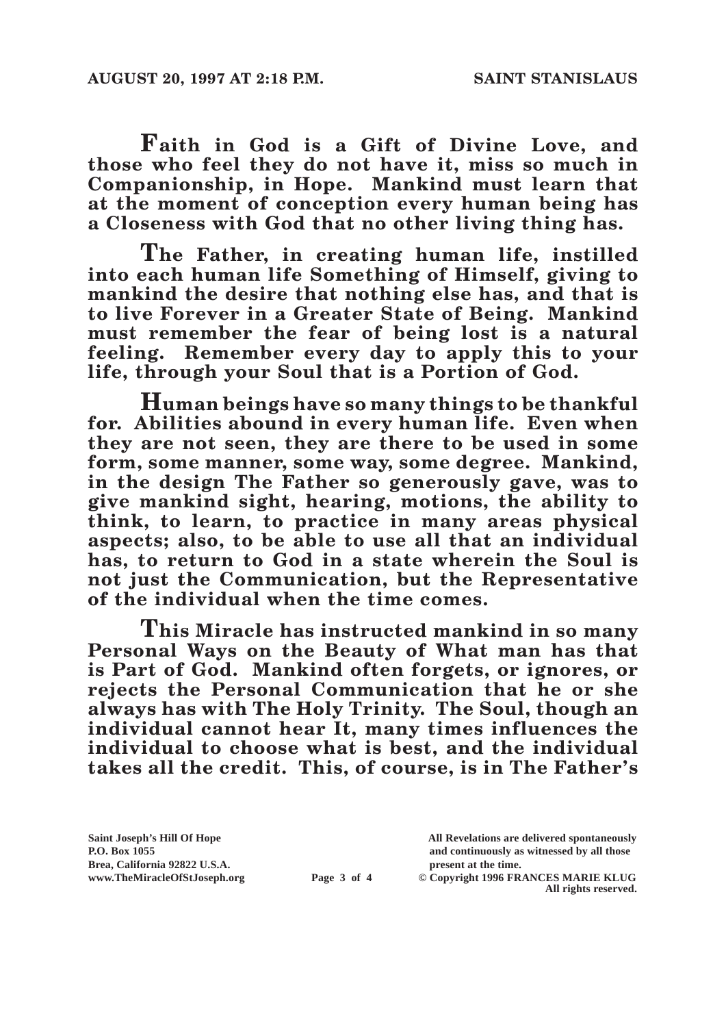**Faith in God is a Gift of Divine Love, and those who feel they do not have it, miss so much in Companionship, in Hope. Mankind must learn that at the moment of conception every human being has a Closeness with God that no other living thing has.**

**The Father, in creating human life, instilled into each human life Something of Himself, giving to mankind the desire that nothing else has, and that is to live Forever in a Greater State of Being. Mankind must remember the fear of being lost is a natural feeling. Remember every day to apply this to your life, through your Soul that is a Portion of God.**

**Human beings have so many things to be thankful for. Abilities abound in every human life. Even when they are not seen, they are there to be used in some form, some manner, some way, some degree. Mankind, in the design The Father so generously gave, was to give mankind sight, hearing, motions, the ability to think, to learn, to practice in many areas physical aspects; also, to be able to use all that an individual has, to return to God in a state wherein the Soul is not just the Communication, but the Representative of the individual when the time comes.**

**This Miracle has instructed mankind in so many Personal Ways on the Beauty of What man has that is Part of God. Mankind often forgets, or ignores, or rejects the Personal Communication that he or she always has with The Holy Trinity. The Soul, though an individual cannot hear It, many times influences the individual to choose what is best, and the individual takes all the credit. This, of course, is in The Father's**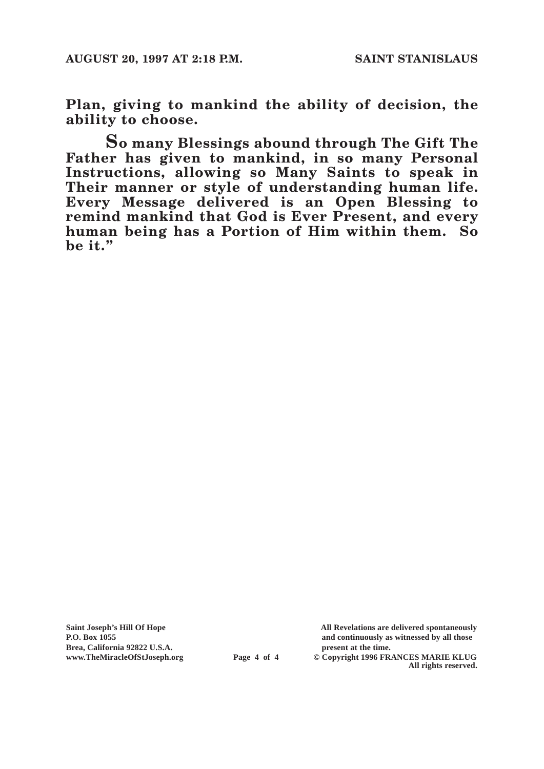**Plan, giving to mankind the ability of decision, the ability to choose.**

**So many Blessings abound through The Gift The Father has given to mankind, in so many Personal Instructions, allowing so Many Saints to speak in Their manner or style of understanding human life. Every Message delivered is an Open Blessing to remind mankind that God is Ever Present, and every human being has a Portion of Him within them. So be it."**